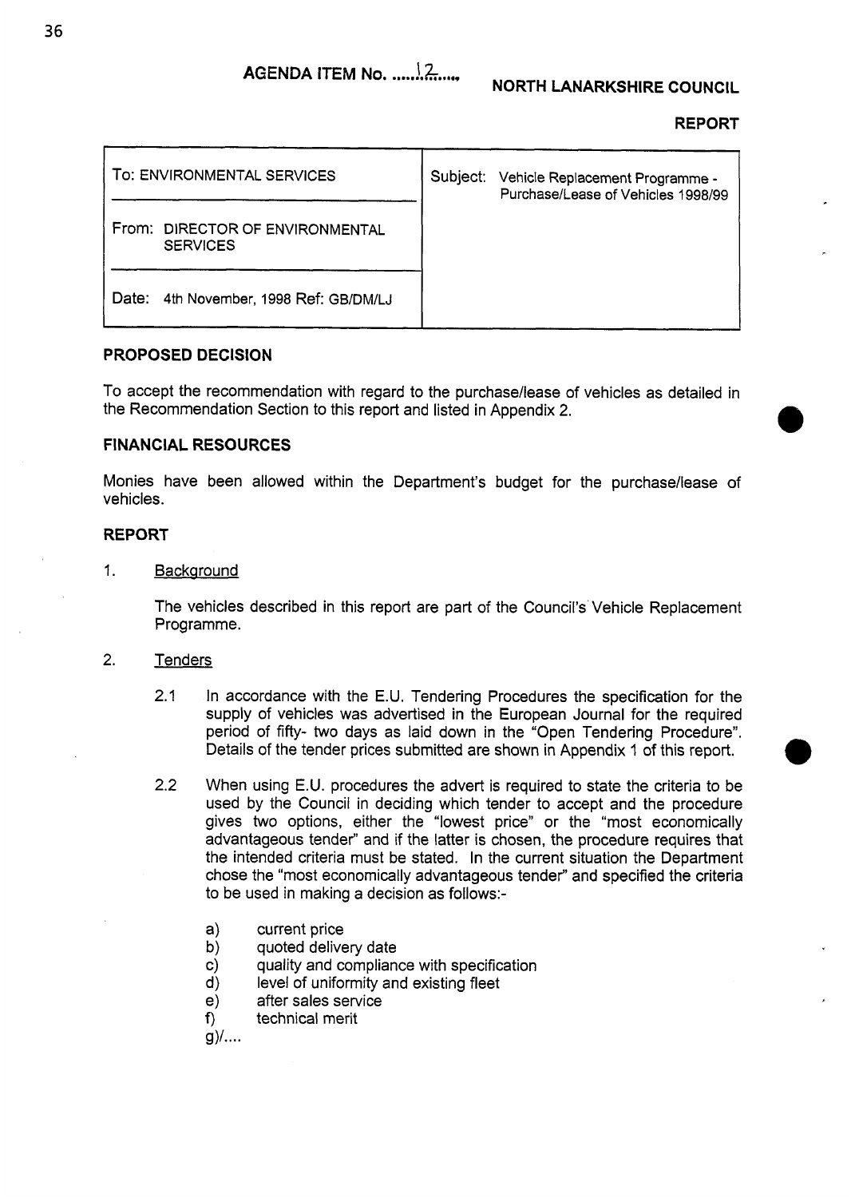AGENDA ITEM No. ......12......

**NORTH LANARKSHIRE COUNCIL**

**REPORT**

| To: ENVIRONMENTAL SERVICES | Subject: Vehicle Replacement Programme - Purchase/Lease of Vehicles 1998/99 |
|---|---|
| From: DIRECTOR OF ENVIRONMENTAL SERVICES | |
| Date: 4th November, 1998 Ref: GB/DM/LJ | |

## PROPOSED DECISION

To accept the recommendation with regard to the purchase/lease of vehicles as detailed in the Recommendation Section to this report and listed in Appendix 2.

## FINANCIAL RESOURCES

Monies have been allowed within the Department's budget for the purchase/lease of vehicles.

## REPORT

1. Background

   The vehicles described in this report are part of the Council's Vehicle Replacement Programme.

2. Tenders

   2.1 In accordance with the E.U. Tendering Procedures the specification for the supply of vehicles was advertised in the European Journal for the required period of fifty- two days as laid down in the "Open Tendering Procedure". Details of the tender prices submitted are shown in Appendix 1 of this report.

   2.2 When using E.U. procedures the advert is required to state the criteria to be used by the Council in deciding which tender to accept and the procedure gives two options, either the "lowest price" or the "most economically advantageous tender" and if the latter is chosen, the procedure requires that the intended criteria must be stated. In the current situation the Department chose the "most economically advantageous tender" and specified the criteria to be used in making a decision as follows:-

   a) current price
   b) quoted delivery date
   c) quality and compliance with specification
   d) level of uniformity and existing fleet
   e) after sales service
   f) technical merit
   g)/....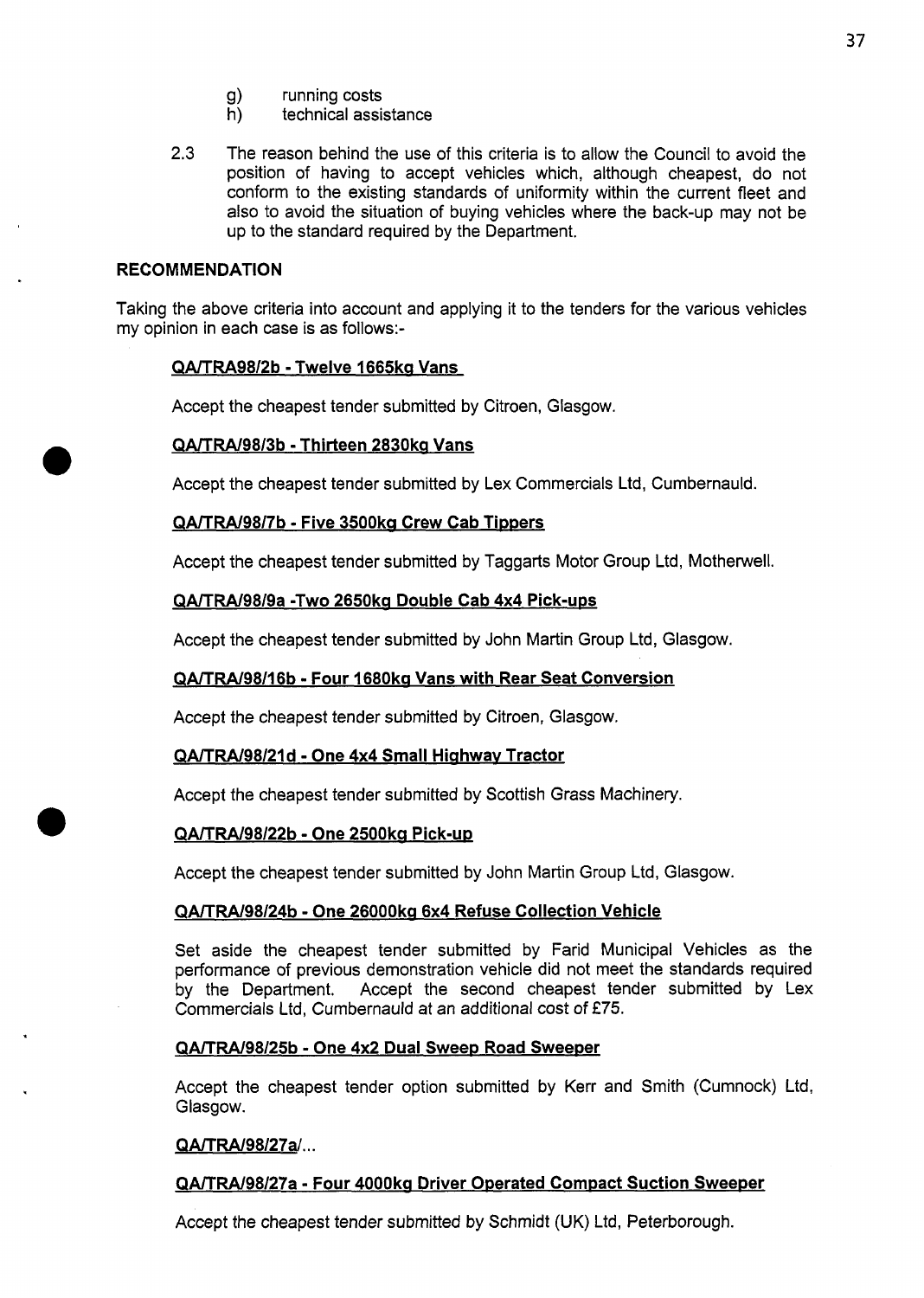g) running costs
h) technical assistance

2.3 The reason behind the use of this criteria is to allow the Council to avoid the position of having to accept vehicles which, although cheapest, do not conform to the existing standards of uniformity within the current fleet and also to avoid the situation of buying vehicles where the back-up may not be up to the standard required by the Department.

## RECOMMENDATION

Taking the above criteria into account and applying it to the tenders for the various vehicles my opinion in each case is as follows:-

**QA/TRA98/2b - Twelve 1665kg Vans**

Accept the cheapest tender submitted by Citroen, Glasgow.

**QA/TRA/98/3b - Thirteen 2830kg Vans**

Accept the cheapest tender submitted by Lex Commercials Ltd, Cumbernauld.

**QA/TRA/98/7b - Five 3500kg Crew Cab Tippers**

Accept the cheapest tender submitted by Taggarts Motor Group Ltd, Motherwell.

**QA/TRA/98/9a -Two 2650kg Double Cab 4x4 Pick-ups**

Accept the cheapest tender submitted by John Martin Group Ltd, Glasgow.

**QA/TRA/98/16b - Four 1680kg Vans with Rear Seat Conversion**

Accept the cheapest tender submitted by Citroen, Glasgow.

**QA/TRA/98/21d - One 4x4 Small Highway Tractor**

Accept the cheapest tender submitted by Scottish Grass Machinery.

**QA/TRA/98/22b - One 2500kg Pick-up**

Accept the cheapest tender submitted by John Martin Group Ltd, Glasgow.

**QA/TRA/98/24b - One 26000kg 6x4 Refuse Collection Vehicle**

Set aside the cheapest tender submitted by Farid Municipal Vehicles as the performance of previous demonstration vehicle did not meet the standards required by the Department. Accept the second cheapest tender submitted by Lex Commercials Ltd, Cumbernauld at an additional cost of £75.

**QA/TRA/98/25b - One 4x2 Dual Sweep Road Sweeper**

Accept the cheapest tender option submitted by Kerr and Smith (Cumnock) Ltd, Glasgow.

**QA/TRA/98/27a/...**

**QA/TRA/98/27a - Four 4000kg Driver Operated Compact Suction Sweeper**

Accept the cheapest tender submitted by Schmidt (UK) Ltd, Peterborough.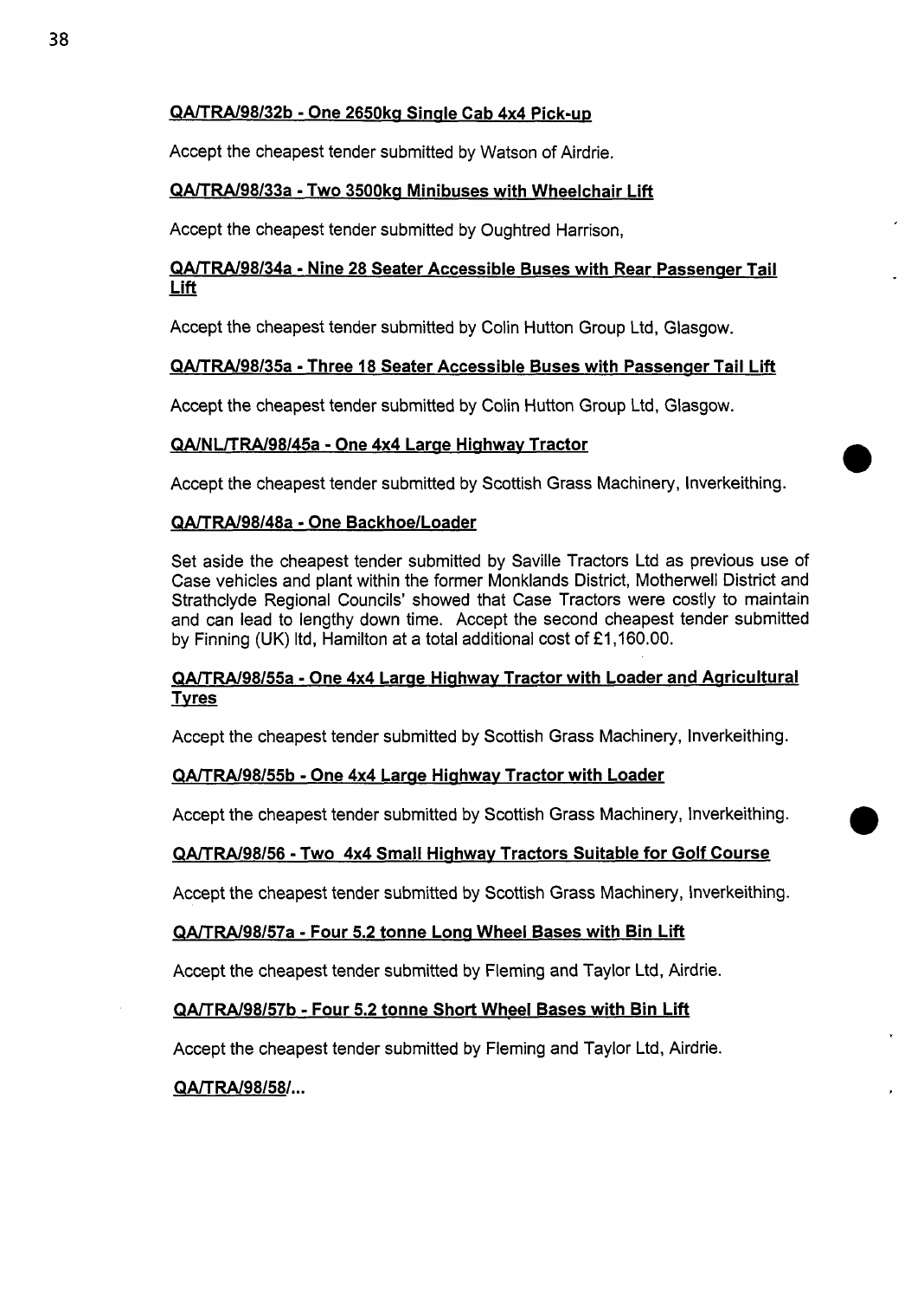**QA/TRA/98/32b - One 2650kg Single Cab 4x4 Pick-up**

Accept the cheapest tender submitted by Watson of Airdrie.

**QA/TRA/98/33a - Two 3500kg Minibuses with Wheelchair Lift**

Accept the cheapest tender submitted by Oughtred Harrison,

**QA/TRA/98/34a - Nine 28 Seater Accessible Buses with Rear Passenger Tail Lift**

Accept the cheapest tender submitted by Colin Hutton Group Ltd, Glasgow.

**QA/TRA/98/35a - Three 18 Seater Accessible Buses with Passenger Tail Lift**

Accept the cheapest tender submitted by Colin Hutton Group Ltd, Glasgow.

**QA/NL/TRA/98/45a - One 4x4 Large Highway Tractor**

Accept the cheapest tender submitted by Scottish Grass Machinery, Inverkeithing.

**QA/TRA/98/48a - One Backhoe/Loader**

Set aside the cheapest tender submitted by Saville Tractors Ltd as previous use of Case vehicles and plant within the former Monklands District, Motherwell District and Strathclyde Regional Councils' showed that Case Tractors were costly to maintain and can lead to lengthy down time. Accept the second cheapest tender submitted by Finning (UK) ltd, Hamilton at a total additional cost of £1,160.00.

**QA/TRA/98/55a - One 4x4 Large Highway Tractor with Loader and Agricultural Tyres**

Accept the cheapest tender submitted by Scottish Grass Machinery, Inverkeithing.

**QA/TRA/98/55b - One 4x4 Large Highway Tractor with Loader**

Accept the cheapest tender submitted by Scottish Grass Machinery, Inverkeithing.

**QA/TRA/98/56 - Two 4x4 Small Highway Tractors Suitable for Golf Course**

Accept the cheapest tender submitted by Scottish Grass Machinery, Inverkeithing.

**QA/TRA/98/57a - Four 5.2 tonne Long Wheel Bases with Bin Lift**

Accept the cheapest tender submitted by Fleming and Taylor Ltd, Airdrie.

**QA/TRA/98/57b - Four 5.2 tonne Short Wheel Bases with Bin Lift**

Accept the cheapest tender submitted by Fleming and Taylor Ltd, Airdrie.

**QA/TRA/98/58/...**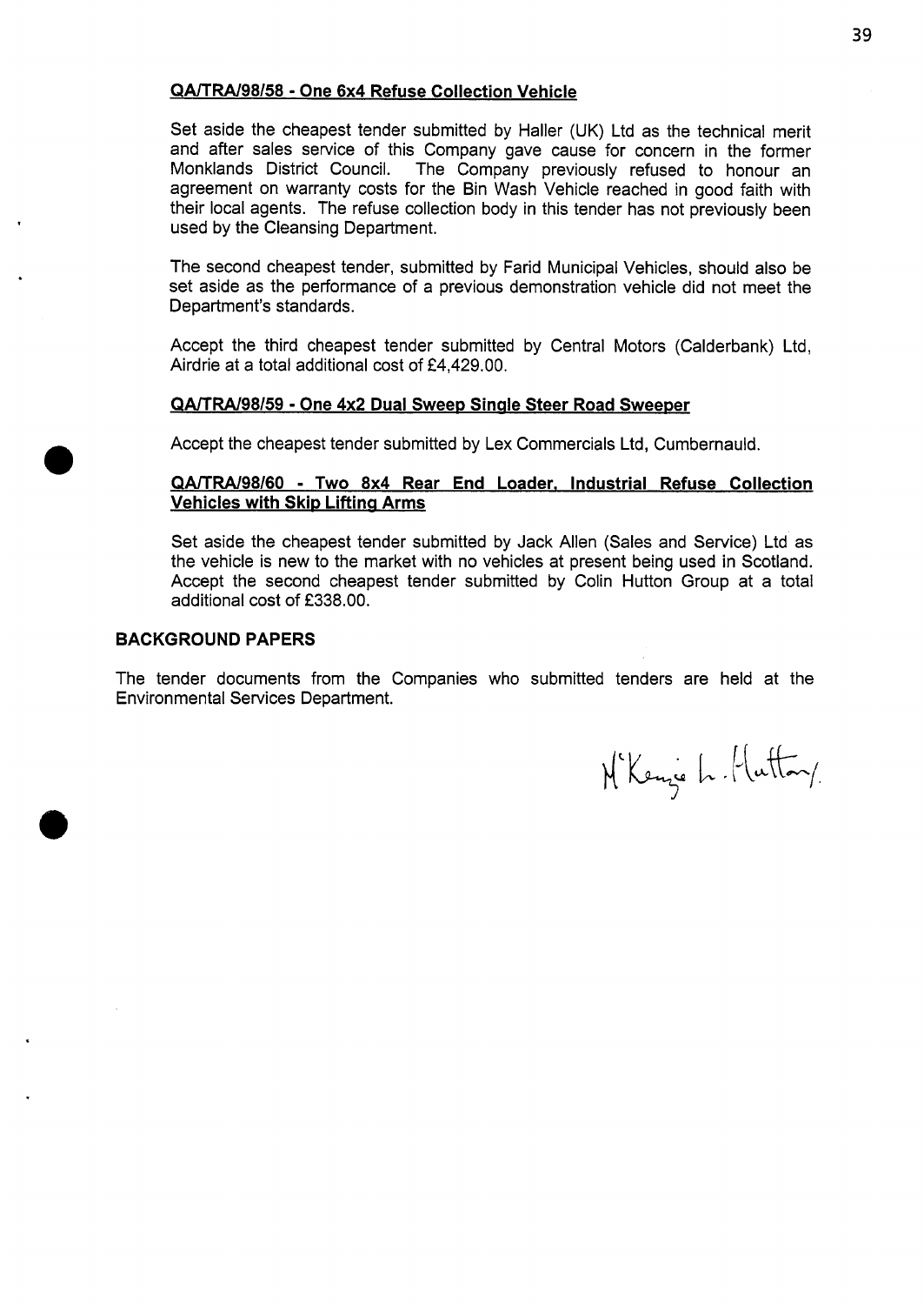**QA/TRA/98/58 - One 6x4 Refuse Collection Vehicle**

Set aside the cheapest tender submitted by Haller (UK) Ltd as the technical merit and after sales service of this Company gave cause for concern in the former Monklands District Council. The Company previously refused to honour an agreement on warranty costs for the Bin Wash Vehicle reached in good faith with their local agents. The refuse collection body in this tender has not previously been used by the Cleansing Department.

The second cheapest tender, submitted by Farid Municipal Vehicles, should also be set aside as the performance of a previous demonstration vehicle did not meet the Department's standards.

Accept the third cheapest tender submitted by Central Motors (Calderbank) Ltd, Airdrie at a total additional cost of £4,429.00.

**QA/TRA/98/59 - One 4x2 Dual Sweep Single Steer Road Sweeper**

Accept the cheapest tender submitted by Lex Commercials Ltd, Cumbernauld.

**QA/TRA/98/60 - Two 8x4 Rear End Loader, Industrial Refuse Collection Vehicles with Skip Lifting Arms**

Set aside the cheapest tender submitted by Jack Allen (Sales and Service) Ltd as the vehicle is new to the market with no vehicles at present being used in Scotland. Accept the second cheapest tender submitted by Colin Hutton Group at a total additional cost of £338.00.

## BACKGROUND PAPERS

The tender documents from the Companies who submitted tenders are held at the Environmental Services Department.

McKenzie L. Hutton.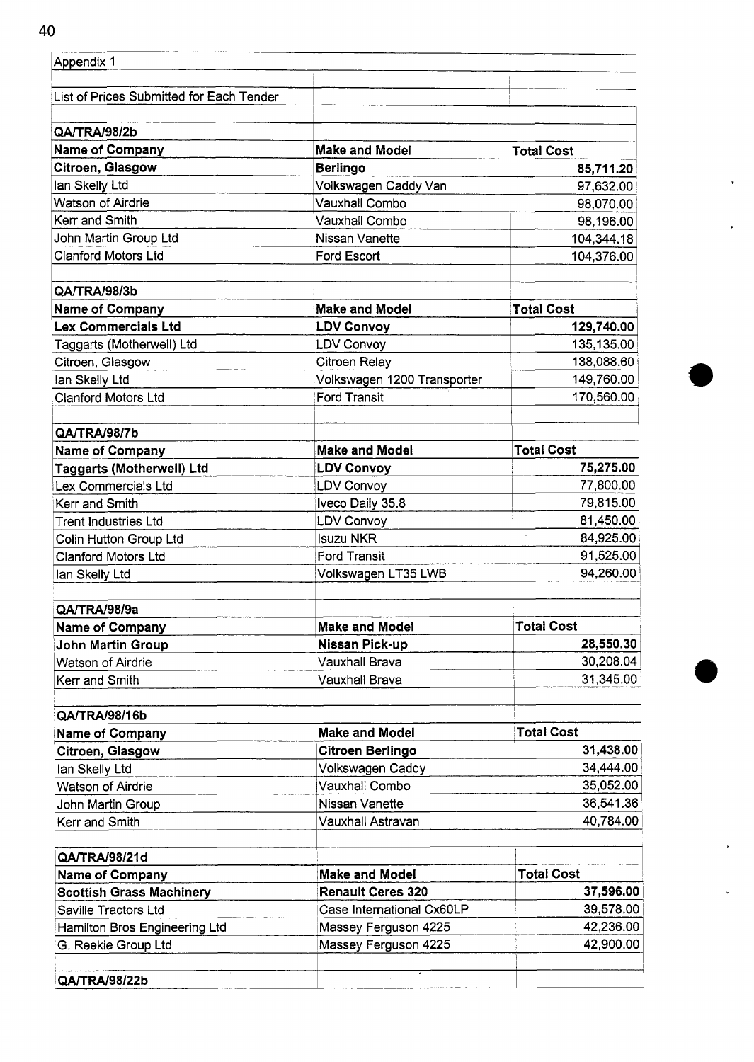Appendix 1

List of Prices Submitted for Each Tender

**QA/TRA/98/2b**

| Name of Company | Make and Model | Total Cost |
|---|---|---|
| **Citroen, Glasgow** | **Berlingo** | **85,711.20** |
| Ian Skelly Ltd | Volkswagen Caddy Van | 97,632.00 |
| Watson of Airdrie | Vauxhall Combo | 98,070.00 |
| Kerr and Smith | Vauxhall Combo | 98,196.00 |
| John Martin Group Ltd | Nissan Vanette | 104,344.18 |
| Clanford Motors Ltd | Ford Escort | 104,376.00 |

**QA/TRA/98/3b**

| Name of Company | Make and Model | Total Cost |
|---|---|---|
| **Lex Commercials Ltd** | **LDV Convoy** | **129,740.00** |
| Taggarts (Motherwell) Ltd | LDV Convoy | 135,135.00 |
| Citroen, Glasgow | Citroen Relay | 138,088.60 |
| Ian Skelly Ltd | Volkswagen 1200 Transporter | 149,760.00 |
| Clanford Motors Ltd | Ford Transit | 170,560.00 |

**QA/TRA/98/7b**

| Name of Company | Make and Model | Total Cost |
|---|---|---|
| **Taggarts (Motherwell) Ltd** | **LDV Convoy** | **75,275.00** |
| Lex Commercials Ltd | LDV Convoy | 77,800.00 |
| Kerr and Smith | Iveco Daily 35.8 | 79,815.00 |
| Trent Industries Ltd | LDV Convoy | 81,450.00 |
| Colin Hutton Group Ltd | Isuzu NKR | 84,925.00 |
| Clanford Motors Ltd | Ford Transit | 91,525.00 |
| Ian Skelly Ltd | Volkswagen LT35 LWB | 94,260.00 |

**QA/TRA/98/9a**

| Name of Company | Make and Model | Total Cost |
|---|---|---|
| **John Martin Group** | **Nissan Pick-up** | **28,550.30** |
| Watson of Airdrie | Vauxhall Brava | 30,208.04 |
| Kerr and Smith | Vauxhall Brava | 31,345.00 |

**QA/TRA/98/16b**

| Name of Company | Make and Model | Total Cost |
|---|---|---|
| **Citroen, Glasgow** | **Citroen Berlingo** | **31,438.00** |
| Ian Skelly Ltd | Volkswagen Caddy | 34,444.00 |
| Watson of Airdrie | Vauxhall Combo | 35,052.00 |
| John Martin Group | Nissan Vanette | 36,541.36 |
| Kerr and Smith | Vauxhall Astravan | 40,784.00 |

**QA/TRA/98/21d**

| Name of Company | Make and Model | Total Cost |
|---|---|---|
| **Scottish Grass Machinery** | **Renault Ceres 320** | **37,596.00** |
| Saville Tractors Ltd | Case International Cx60LP | 39,578.00 |
| Hamilton Bros Engineering Ltd | Massey Ferguson 4225 | 42,236.00 |
| G. Reekie Group Ltd | Massey Ferguson 4225 | 42,900.00 |

**QA/TRA/98/22b**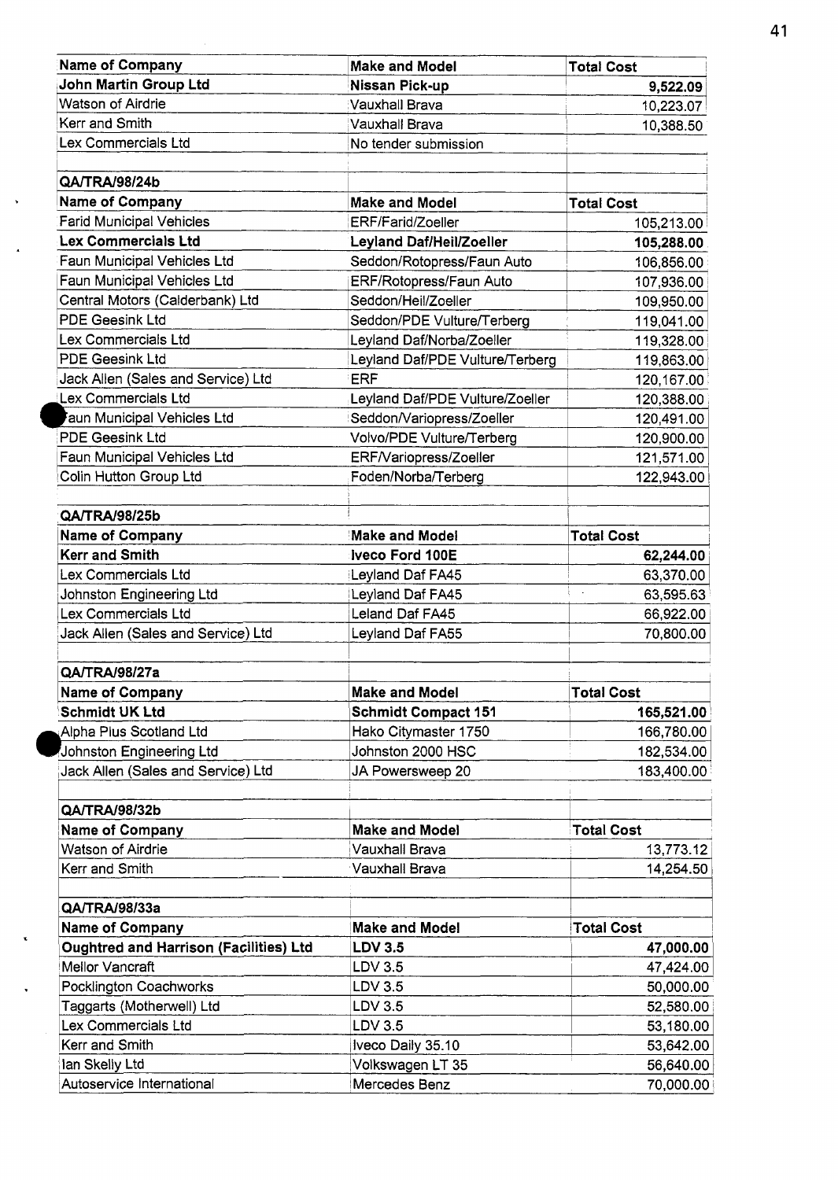| Name of Company | Make and Model | Total Cost |
|---|---|---|
| **John Martin Group Ltd** | **Nissan Pick-up** | **9,522.09** |
| Watson of Airdrie | Vauxhall Brava | 10,223.07 |
| Kerr and Smith | Vauxhall Brava | 10,388.50 |
| Lex Commercials Ltd | No tender submission | |

**QA/TRA/98/24b**

| Name of Company | Make and Model | Total Cost |
|---|---|---|
| Farid Municipal Vehicles | ERF/Farid/Zoeller | 105,213.00 |
| **Lex Commercials Ltd** | **Leyland Daf/Heil/Zoeller** | **105,288.00** |
| Faun Municipal Vehicles Ltd | Seddon/Rotopress/Faun Auto | 106,856.00 |
| Faun Municipal Vehicles Ltd | ERF/Rotopress/Faun Auto | 107,936.00 |
| Central Motors (Calderbank) Ltd | Seddon/Heil/Zoeller | 109,950.00 |
| PDE Geesink Ltd | Seddon/PDE Vulture/Terberg | 119,041.00 |
| Lex Commercials Ltd | Leyland Daf/Norba/Zoeller | 119,328.00 |
| PDE Geesink Ltd | Leyland Daf/PDE Vulture/Terberg | 119,863.00 |
| Jack Allen (Sales and Service) Ltd | ERF | 120,167.00 |
| Lex Commercials Ltd | Leyland Daf/PDE Vulture/Zoeller | 120,388.00 |
| Faun Municipal Vehicles Ltd | Seddon/Variopress/Zoeller | 120,491.00 |
| PDE Geesink Ltd | Volvo/PDE Vulture/Terberg | 120,900.00 |
| Faun Municipal Vehicles Ltd | ERF/Variopress/Zoeller | 121,571.00 |
| Colin Hutton Group Ltd | Foden/Norba/Terberg | 122,943.00 |

**QA/TRA/98/25b**

| Name of Company | Make and Model | Total Cost |
|---|---|---|
| **Kerr and Smith** | **Iveco Ford 100E** | **62,244.00** |
| Lex Commercials Ltd | Leyland Daf FA45 | 63,370.00 |
| Johnston Engineering Ltd | Leyland Daf FA45 | 63,595.63 |
| Lex Commercials Ltd | Leland Daf FA45 | 66,922.00 |
| Jack Allen (Sales and Service) Ltd | Leyland Daf FA55 | 70,800.00 |

**QA/TRA/98/27a**

| Name of Company | Make and Model | Total Cost |
|---|---|---|
| **Schmidt UK Ltd** | **Schmidt Compact 151** | **165,521.00** |
| Alpha Plus Scotland Ltd | Hako Citymaster 1750 | 166,780.00 |
| Johnston Engineering Ltd | Johnston 2000 HSC | 182,534.00 |
| Jack Allen (Sales and Service) Ltd | JA Powersweep 20 | 183,400.00 |

**QA/TRA/98/32b**

| Name of Company | Make and Model | Total Cost |
|---|---|---|
| Watson of Airdrie | Vauxhall Brava | 13,773.12 |
| Kerr and Smith | Vauxhall Brava | 14,254.50 |

**QA/TRA/98/33a**

| Name of Company | Make and Model | Total Cost |
|---|---|---|
| **Oughtred and Harrison (Facilities) Ltd** | **LDV 3.5** | **47,000.00** |
| Mellor Vancraft | LDV 3.5 | 47,424.00 |
| Pocklington Coachworks | LDV 3.5 | 50,000.00 |
| Taggarts (Motherwell) Ltd | LDV 3.5 | 52,580.00 |
| Lex Commercials Ltd | LDV 3.5 | 53,180.00 |
| Kerr and Smith | Iveco Daily 35.10 | 53,642.00 |
| Ian Skelly Ltd | Volkswagen LT 35 | 56,640.00 |
| Autoservice International | Mercedes Benz | 70,000.00 |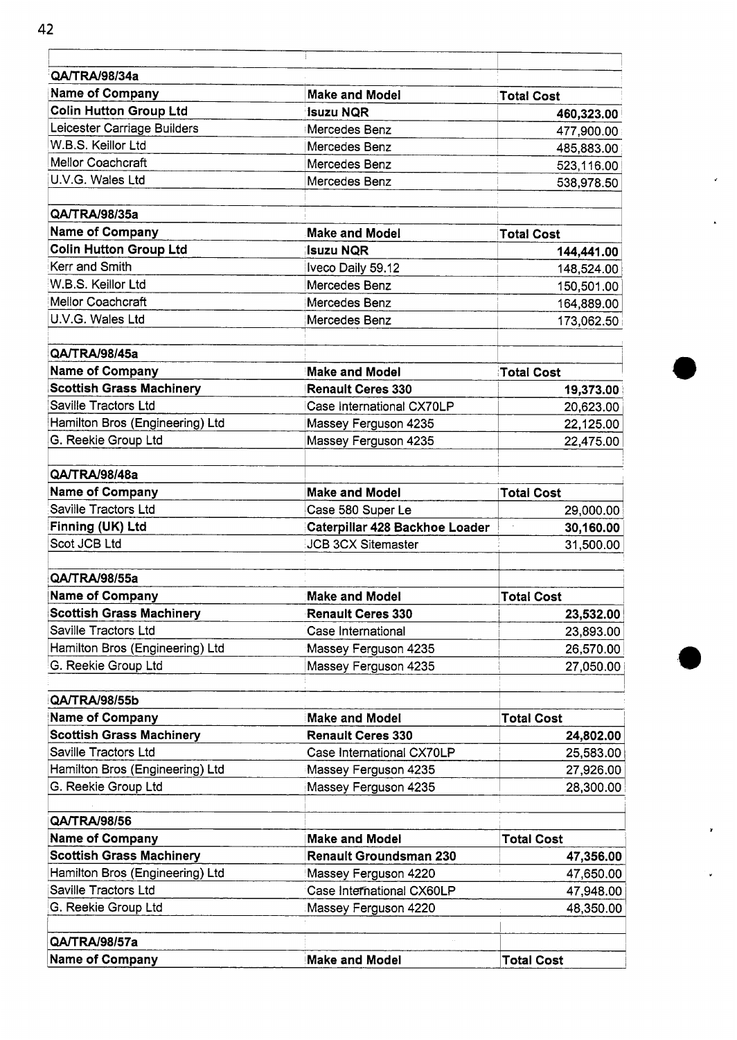| QA/TRA/98/34a | | |
|---|---|---|
| **Name of Company** | **Make and Model** | **Total Cost** |
| **Colin Hutton Group Ltd** | **Isuzu NQR** | **460,323.00** |
| Leicester Carriage Builders | Mercedes Benz | 477,900.00 |
| W.B.S. Keillor Ltd | Mercedes Benz | 485,883.00 |
| Mellor Coachcraft | Mercedes Benz | 523,116.00 |
| U.V.G. Wales Ltd | Mercedes Benz | 538,978.50 |
| | | |
| **QA/TRA/98/35a** | | |
| **Name of Company** | **Make and Model** | **Total Cost** |
| **Colin Hutton Group Ltd** | **Isuzu NQR** | **144,441.00** |
| Kerr and Smith | Iveco Daily 59.12 | 148,524.00 |
| W.B.S. Keillor Ltd | Mercedes Benz | 150,501.00 |
| Mellor Coachcraft | Mercedes Benz | 164,889.00 |
| U.V.G. Wales Ltd | Mercedes Benz | 173,062.50 |
| | | |
| **QA/TRA/98/45a** | | |
| **Name of Company** | **Make and Model** | **Total Cost** |
| **Scottish Grass Machinery** | **Renault Ceres 330** | **19,373.00** |
| Saville Tractors Ltd | Case International CX70LP | 20,623.00 |
| Hamilton Bros (Engineering) Ltd | Massey Ferguson 4235 | 22,125.00 |
| G. Reekie Group Ltd | Massey Ferguson 4235 | 22,475.00 |
| | | |
| **QA/TRA/98/48a** | | |
| **Name of Company** | **Make and Model** | **Total Cost** |
| Saville Tractors Ltd | Case 580 Super Le | 29,000.00 |
| **Finning (UK) Ltd** | **Caterpillar 428 Backhoe Loader** | **30,160.00** |
| Scot JCB Ltd | JCB 3CX Sitemaster | 31,500.00 |
| | | |
| **QA/TRA/98/55a** | | |
| **Name of Company** | **Make and Model** | **Total Cost** |
| **Scottish Grass Machinery** | **Renault Ceres 330** | **23,532.00** |
| Saville Tractors Ltd | Case International | 23,893.00 |
| Hamilton Bros (Engineering) Ltd | Massey Ferguson 4235 | 26,570.00 |
| G. Reekie Group Ltd | Massey Ferguson 4235 | 27,050.00 |
| | | |
| **QA/TRA/98/55b** | | |
| **Name of Company** | **Make and Model** | **Total Cost** |
| **Scottish Grass Machinery** | **Renault Ceres 330** | **24,802.00** |
| Saville Tractors Ltd | Case International CX70LP | 25,583.00 |
| Hamilton Bros (Engineering) Ltd | Massey Ferguson 4235 | 27,926.00 |
| G. Reekie Group Ltd | Massey Ferguson 4235 | 28,300.00 |
| | | |
| **QA/TRA/98/56** | | |
| **Name of Company** | **Make and Model** | **Total Cost** |
| **Scottish Grass Machinery** | **Renault Groundsman 230** | **47,356.00** |
| Hamilton Bros (Engineering) Ltd | Massey Ferguson 4220 | 47,650.00 |
| Saville Tractors Ltd | Case International CX60LP | 47,948.00 |
| G. Reekie Group Ltd | Massey Ferguson 4220 | 48,350.00 |
| | | |
| **QA/TRA/98/57a** | | |
| **Name of Company** | **Make and Model** | **Total Cost** |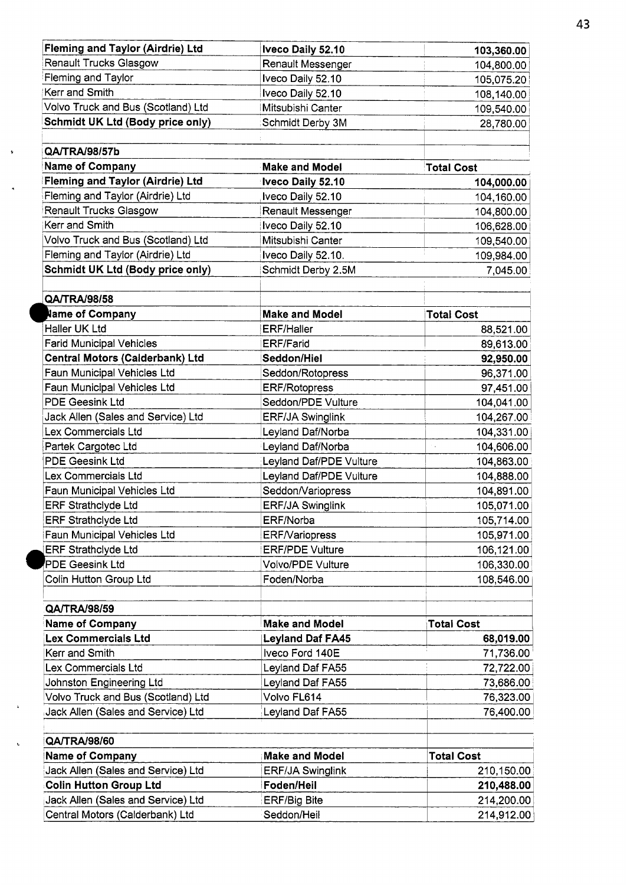| | | |
|---|---|---|
| **Fleming and Taylor (Airdrie) Ltd** | **Iveco Daily 52.10** | **103,360.00** |
| Renault Trucks Glasgow | Renault Messenger | 104,800.00 |
| Fleming and Taylor | Iveco Daily 52.10 | 105,075.20 |
| Kerr and Smith | Iveco Daily 52.10 | 108,140.00 |
| Volvo Truck and Bus (Scotland) Ltd | Mitsubishi Canter | 109,540.00 |
| **Schmidt UK Ltd (Body price only)** | Schmidt Derby 3M | 28,780.00 |

**QA/TRA/98/57b**

| Name of Company | Make and Model | Total Cost |
|---|---|---|
| **Fleming and Taylor (Airdrie) Ltd** | **Iveco Daily 52.10** | **104,000.00** |
| Fleming and Taylor (Airdrie) Ltd | Iveco Daily 52.10 | 104,160.00 |
| Renault Trucks Glasgow | Renault Messenger | 104,800.00 |
| Kerr and Smith | Iveco Daily 52.10 | 106,628.00 |
| Volvo Truck and Bus (Scotland) Ltd | Mitsubishi Canter | 109,540.00 |
| Fleming and Taylor (Airdrie) Ltd | Iveco Daily 52.10. | 109,984.00 |
| **Schmidt UK Ltd (Body price only)** | Schmidt Derby 2.5M | 7,045.00 |

**QA/TRA/98/58**

| Name of Company | Make and Model | Total Cost |
|---|---|---|
| Haller UK Ltd | ERF/Haller | 88,521.00 |
| Farid Municipal Vehicles | ERF/Farid | 89,613.00 |
| **Central Motors (Calderbank) Ltd** | **Seddon/Hiel** | **92,950.00** |
| Faun Municipal Vehicles Ltd | Seddon/Rotopress | 96,371.00 |
| Faun Municipal Vehicles Ltd | ERF/Rotopress | 97,451.00 |
| PDE Geesink Ltd | Seddon/PDE Vulture | 104,041.00 |
| Jack Allen (Sales and Service) Ltd | ERF/JA Swinglink | 104,267.00 |
| Lex Commercials Ltd | Leyland Daf/Norba | 104,331.00 |
| Partek Cargotec Ltd | Leyland Daf/Norba | 104,606.00 |
| PDE Geesink Ltd | Leyland Daf/PDE Vulture | 104,863.00 |
| Lex Commercials Ltd | Leyland Daf/PDE Vulture | 104,888.00 |
| Faun Municipal Vehicles Ltd | Seddon/Variopress | 104,891.00 |
| ERF Strathclyde Ltd | ERF/JA Swinglink | 105,071.00 |
| ERF Strathclyde Ltd | ERF/Norba | 105,714.00 |
| Faun Municipal Vehicles Ltd | ERF/Variopress | 105,971.00 |
| ERF Strathclyde Ltd | ERF/PDE Vulture | 106,121.00 |
| PDE Geesink Ltd | Volvo/PDE Vulture | 106,330.00 |
| Colin Hutton Group Ltd | Foden/Norba | 108,546.00 |

**QA/TRA/98/59**

| Name of Company | Make and Model | Total Cost |
|---|---|---|
| **Lex Commercials Ltd** | **Leyland Daf FA45** | **68,019.00** |
| Kerr and Smith | Iveco Ford 140E | 71,736.00 |
| Lex Commercials Ltd | Leyland Daf FA55 | 72,722.00 |
| Johnston Engineering Ltd | Leyland Daf FA55 | 73,686.00 |
| Volvo Truck and Bus (Scotland) Ltd | Volvo FL614 | 76,323.00 |
| Jack Allen (Sales and Service) Ltd | Leyland Daf FA55 | 76,400.00 |

**QA/TRA/98/60**

| Name of Company | Make and Model | Total Cost |
|---|---|---|
| Jack Allen (Sales and Service) Ltd | ERF/JA Swinglink | 210,150.00 |
| **Colin Hutton Group Ltd** | **Foden/Heil** | **210,488.00** |
| Jack Allen (Sales and Service) Ltd | ERF/Big Bite | 214,200.00 |
| Central Motors (Calderbank) Ltd | Seddon/Heil | 214,912.00 |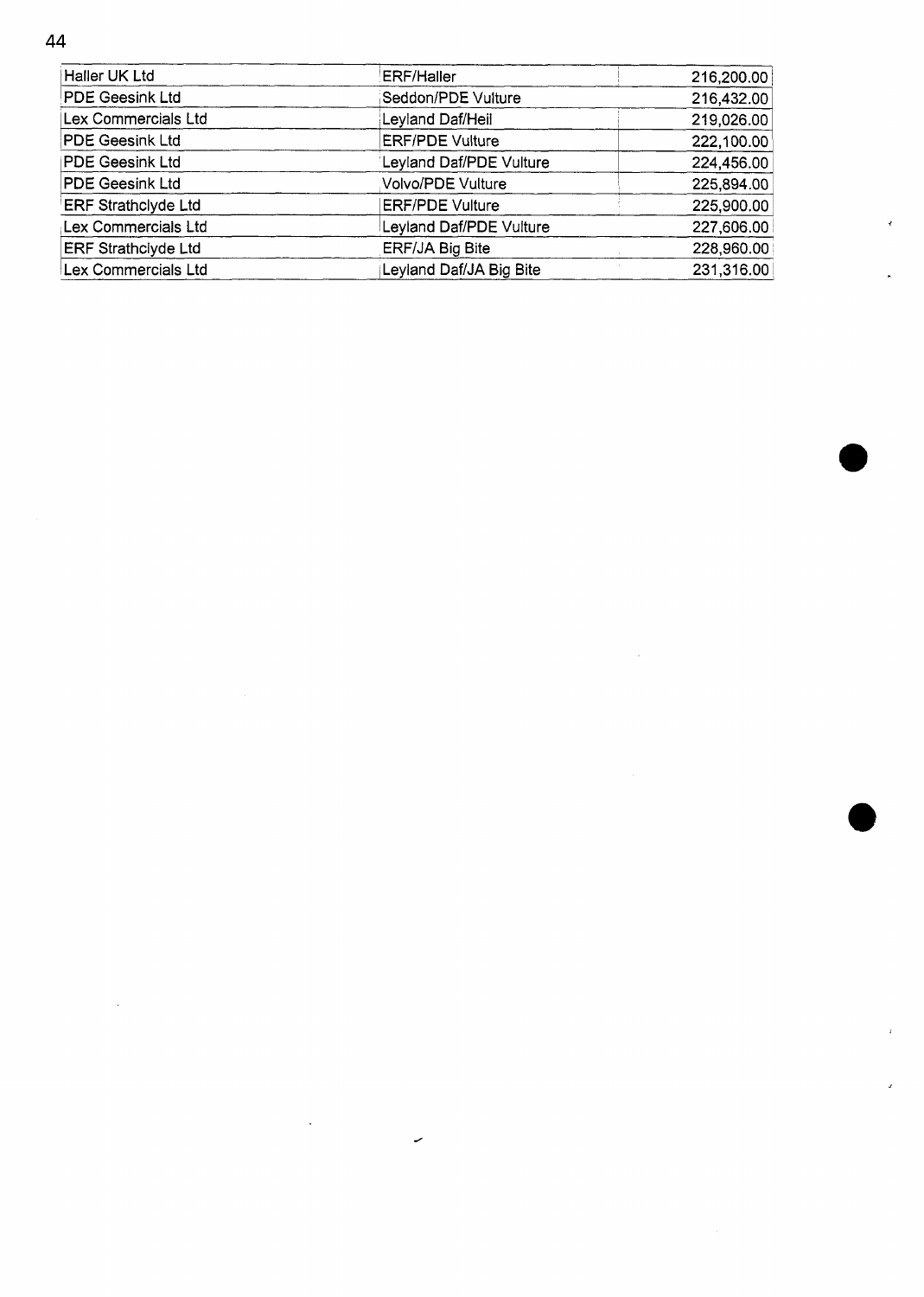| | | |
|---|---|---|
| Haller UK Ltd | ERF/Haller | 216,200.00 |
| PDE Geesink Ltd | Seddon/PDE Vulture | 216,432.00 |
| Lex Commercials Ltd | Leyland Daf/Heil | 219,026.00 |
| PDE Geesink Ltd | ERF/PDE Vulture | 222,100.00 |
| PDE Geesink Ltd | Leyland Daf/PDE Vulture | 224,456.00 |
| PDE Geesink Ltd | Volvo/PDE Vulture | 225,894.00 |
| ERF Strathclyde Ltd | ERF/PDE Vulture | 225,900.00 |
| Lex Commercials Ltd | Leyland Daf/PDE Vulture | 227,606.00 |
| ERF Strathclyde Ltd | ERF/JA Big Bite | 228,960.00 |
| Lex Commercials Ltd | Leyland Daf/JA Big Bite | 231,316.00 |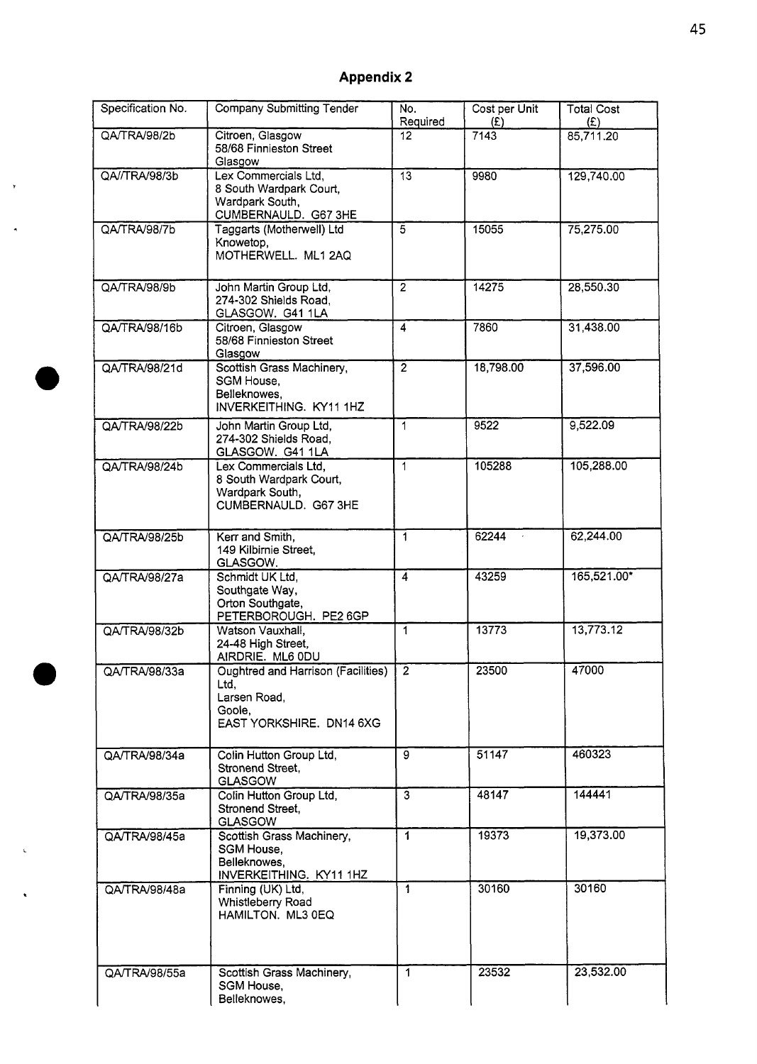## Appendix 2

| Specification No. | Company Submitting Tender | No. Required | Cost per Unit (£) | Total Cost (£) |
|---|---|---|---|---|
| QA/TRA/98/2b | Citroen, Glasgow<br>58/68 Finnieston Street<br>Glasgow | 12 | 7143 | 85,711.20 |
| QA//TRA/98/3b | Lex Commercials Ltd,<br>8 South Wardpark Court,<br>Wardpark South,<br>CUMBERNAULD. G67 3HE | 13 | 9980 | 129,740.00 |
| QA/TRA/98/7b | Taggarts (Motherwell) Ltd<br>Knowetop,<br>MOTHERWELL. ML1 2AQ | 5 | 15055 | 75,275.00 |
| QA/TRA/98/9b | John Martin Group Ltd,<br>274-302 Shields Road,<br>GLASGOW. G41 1LA | 2 | 14275 | 28,550.30 |
| QA/TRA/98/16b | Citroen, Glasgow<br>58/68 Finnieston Street<br>Glasgow | 4 | 7860 | 31,438.00 |
| QA/TRA/98/21d | Scottish Grass Machinery,<br>SGM House,<br>Belleknowes,<br>INVERKEITHING. KY11 1HZ | 2 | 18,798.00 | 37,596.00 |
| QA/TRA/98/22b | John Martin Group Ltd,<br>274-302 Shields Road,<br>GLASGOW. G41 1LA | 1 | 9522 | 9,522.09 |
| QA/TRA/98/24b | Lex Commercials Ltd,<br>8 South Wardpark Court,<br>Wardpark South,<br>CUMBERNAULD. G67 3HE | 1 | 105288 | 105,288.00 |
| QA/TRA/98/25b | Kerr and Smith,<br>149 Kilbirnie Street,<br>GLASGOW. | 1 | 62244 | 62,244.00 |
| QA/TRA/98/27a | Schmidt UK Ltd,<br>Southgate Way,<br>Orton Southgate,<br>PETERBOROUGH. PE2 6GP | 4 | 43259 | 165,521.00* |
| QA/TRA/98/32b | Watson Vauxhall,<br>24-48 High Street,<br>AIRDRIE. ML6 0DU | 1 | 13773 | 13,773.12 |
| QA/TRA/98/33a | Oughtred and Harrison (Facilities) Ltd,<br>Larsen Road,<br>Goole,<br>EAST YORKSHIRE. DN14 6XG | 2 | 23500 | 47000 |
| QA/TRA/98/34a | Colin Hutton Group Ltd,<br>Stronend Street,<br>GLASGOW | 9 | 51147 | 460323 |
| QA/TRA/98/35a | Colin Hutton Group Ltd,<br>Stronend Street,<br>GLASGOW | 3 | 48147 | 144441 |
| QA/TRA/98/45a | Scottish Grass Machinery,<br>SGM House,<br>Belleknowes,<br>INVERKEITHING. KY11 1HZ | 1 | 19373 | 19,373.00 |
| QA/TRA/98/48a | Finning (UK) Ltd,<br>Whistleberry Road<br>HAMILTON. ML3 0EQ | 1 | 30160 | 30160 |
| QA/TRA/98/55a | Scottish Grass Machinery,<br>SGM House,<br>Belleknowes, | 1 | 23532 | 23,532.00 |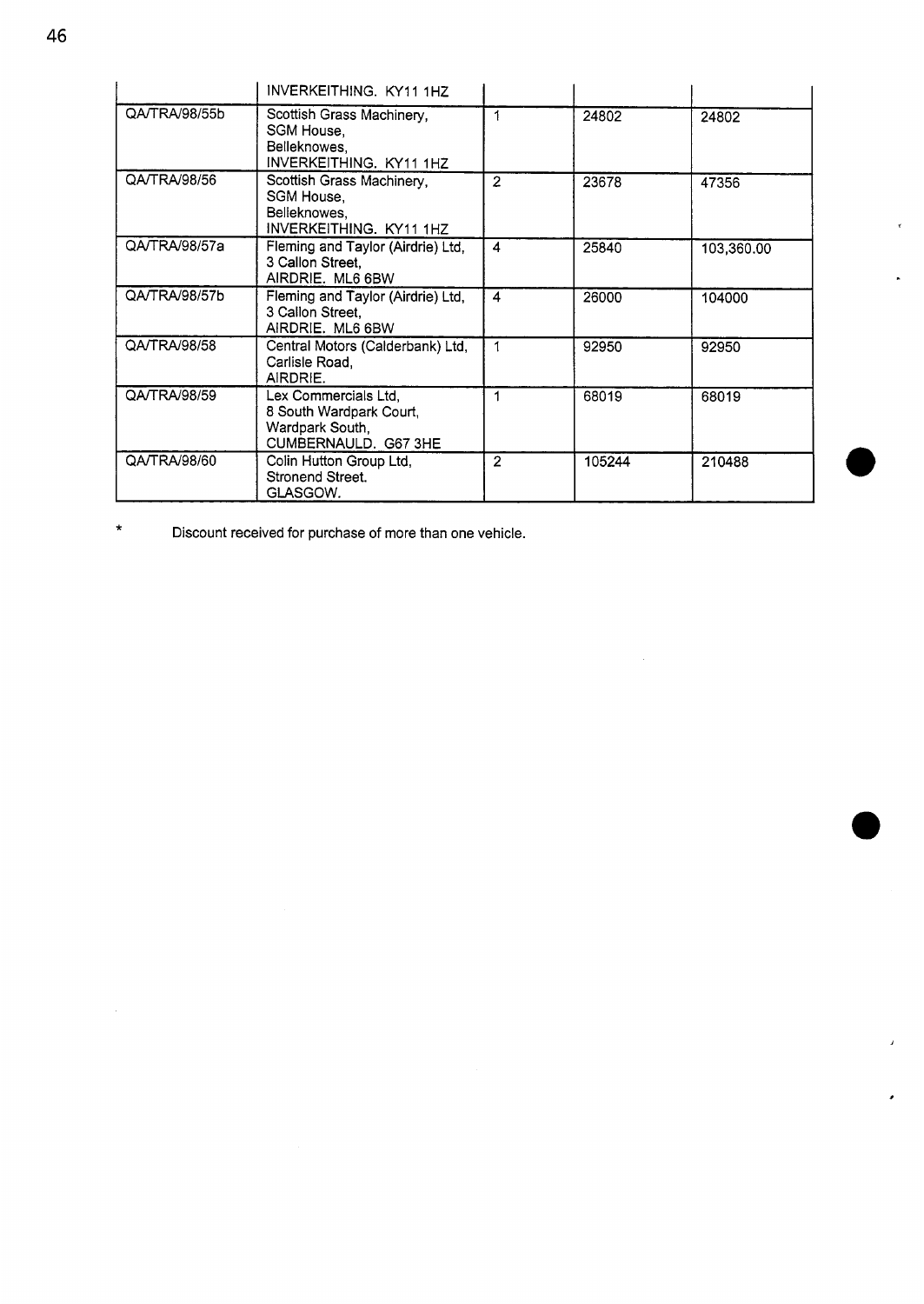| | | | | |
|---|---|---|---|---|
| | INVERKEITHING. KY11 1HZ | | | |
| QA/TRA/98/55b | Scottish Grass Machinery, SGM House, Belleknowes, INVERKEITHING. KY11 1HZ | 1 | 24802 | 24802 |
| QA/TRA/98/56 | Scottish Grass Machinery, SGM House, Belleknowes, INVERKEITHING. KY11 1HZ | 2 | 23678 | 47356 |
| QA/TRA/98/57a | Fleming and Taylor (Airdrie) Ltd, 3 Callon Street, AIRDRIE. ML6 6BW | 4 | 25840 | 103,360.00 |
| QA/TRA/98/57b | Fleming and Taylor (Airdrie) Ltd, 3 Callon Street, AIRDRIE. ML6 6BW | 4 | 26000 | 104000 |
| QA/TRA/98/58 | Central Motors (Calderbank) Ltd, Carlisle Road, AIRDRIE. | 1 | 92950 | 92950 |
| QA/TRA/98/59 | Lex Commercials Ltd, 8 South Wardpark Court, Wardpark South, CUMBERNAULD. G67 3HE | 1 | 68019 | 68019 |
| QA/TRA/98/60 | Colin Hutton Group Ltd, Stronend Street. GLASGOW. | 2 | 105244 | 210488 |

\* Discount received for purchase of more than one vehicle.